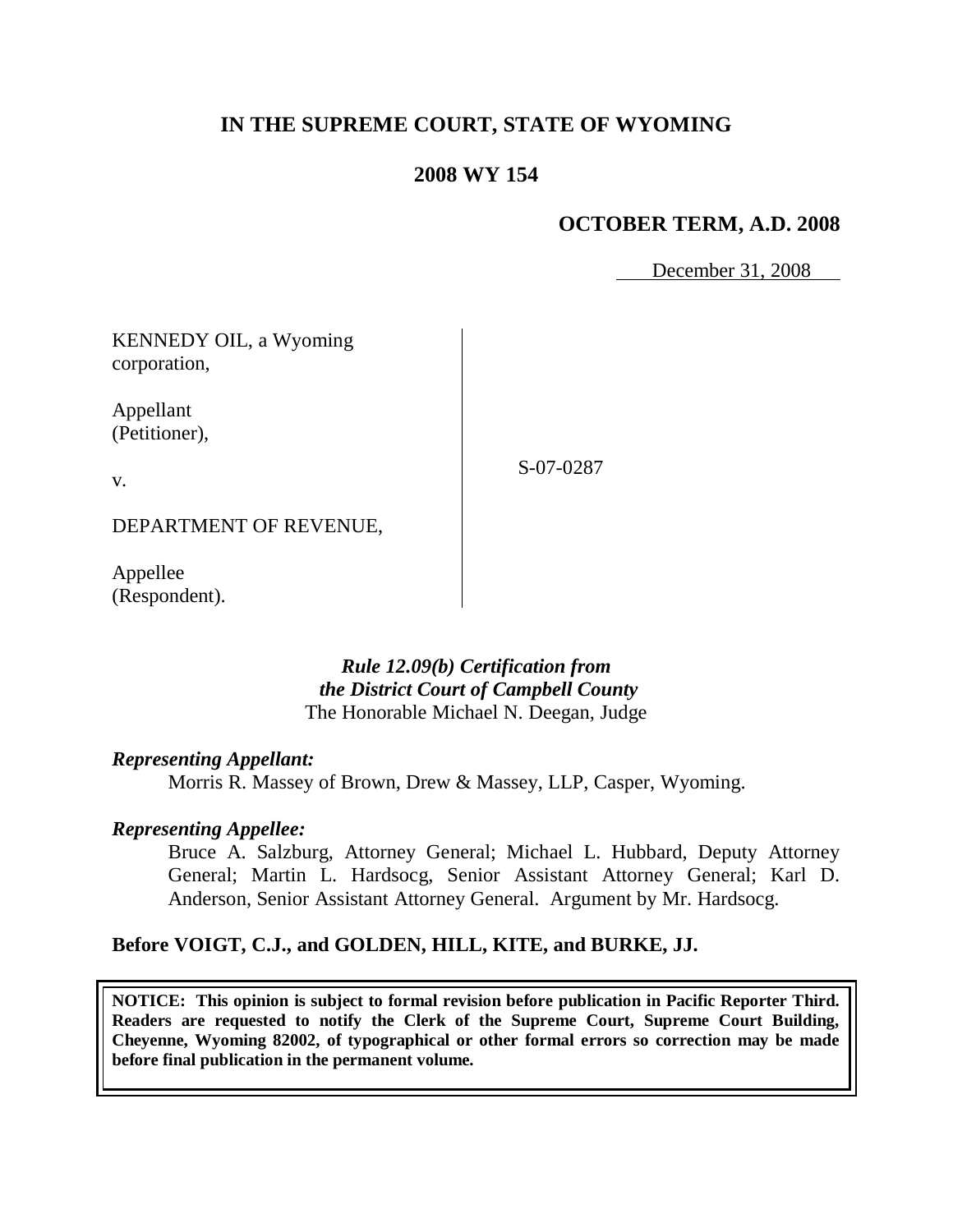# IN THE SUPREME COURT, STATE OF WYOMING

## 2008 WY 154

### OCTOBER TERM, A.D. 2008

December 31, 2008

KENNEDY OIL, a Wyoming corporation,

Appellant (Petitioner),

v.

DEPARTMENT OF REVENUE,

Appellee (Respondent).

S-07-0287

***Rule 12.09(b) Certification from the District Court of Campbell County***
The Honorable Michael N. Deegan, Judge

***Representing Appellant:***

Morris R. Massey of Brown, Drew & Massey, LLP, Casper, Wyoming.

***Representing Appellee:***

Bruce A. Salzburg, Attorney General; Michael L. Hubbard, Deputy Attorney General; Martin L. Hardsocg, Senior Assistant Attorney General; Karl D. Anderson, Senior Assistant Attorney General. Argument by Mr. Hardsocg.

**Before VOIGT, C.J., and GOLDEN, HILL, KITE, and BURKE, JJ.**

**NOTICE: This opinion is subject to formal revision before publication in Pacific Reporter Third. Readers are requested to notify the Clerk of the Supreme Court, Supreme Court Building, Cheyenne, Wyoming 82002, of typographical or other formal errors so correction may be made before final publication in the permanent volume.**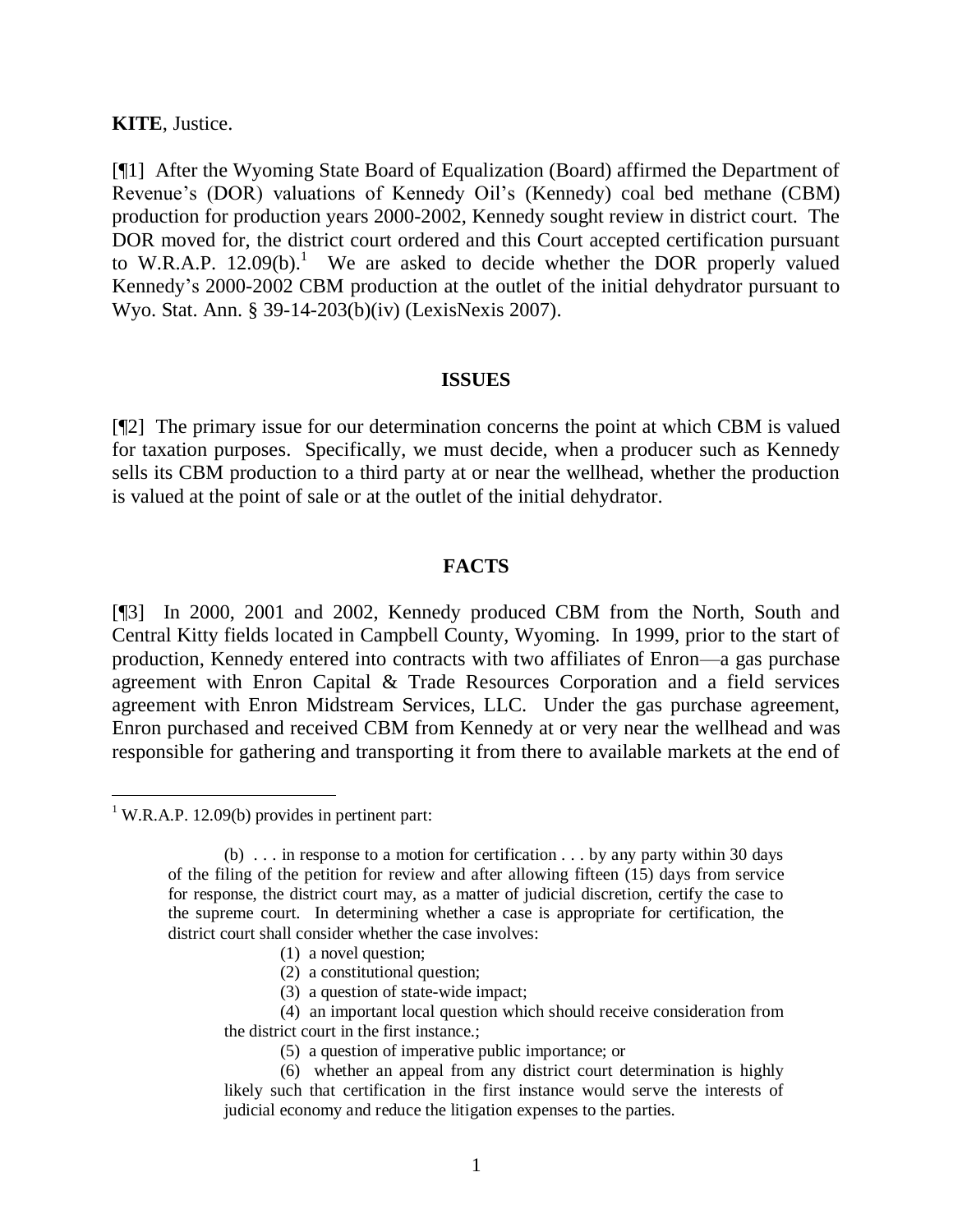**KITE**, Justice.

[¶1] After the Wyoming State Board of Equalization (Board) affirmed the Department of Revenue's (DOR) valuations of Kennedy Oil's (Kennedy) coal bed methane (CBM) production for production years 2000-2002, Kennedy sought review in district court. The DOR moved for, the district court ordered and this Court accepted certification pursuant to W.R.A.P. 12.09(b).[1] We are asked to decide whether the DOR properly valued Kennedy's 2000-2002 CBM production at the outlet of the initial dehydrator pursuant to Wyo. Stat. Ann. § 39-14-203(b)(iv) (LexisNexis 2007).

## ISSUES

[¶2] The primary issue for our determination concerns the point at which CBM is valued for taxation purposes. Specifically, we must decide, when a producer such as Kennedy sells its CBM production to a third party at or near the wellhead, whether the production is valued at the point of sale or at the outlet of the initial dehydrator.

## FACTS

[¶3] In 2000, 2001 and 2002, Kennedy produced CBM from the North, South and Central Kitty fields located in Campbell County, Wyoming. In 1999, prior to the start of production, Kennedy entered into contracts with two affiliates of Enron—a gas purchase agreement with Enron Capital & Trade Resources Corporation and a field services agreement with Enron Midstream Services, LLC. Under the gas purchase agreement, Enron purchased and received CBM from Kennedy at or very near the wellhead and was responsible for gathering and transporting it from there to available markets at the end of

---

[1] W.R.A.P. 12.09(b) provides in pertinent part:

> (b) . . . in response to a motion for certification . . . by any party within 30 days of the filing of the petition for review and after allowing fifteen (15) days from service for response, the district court may, as a matter of judicial discretion, certify the case to the supreme court. In determining whether a case is appropriate for certification, the district court shall consider whether the case involves:
>
> (1) a novel question;
>
> (2) a constitutional question;
>
> (3) a question of state-wide impact;
>
> (4) an important local question which should receive consideration from the district court in the first instance.;
>
> (5) a question of imperative public importance; or
>
> (6) whether an appeal from any district court determination is highly likely such that certification in the first instance would serve the interests of judicial economy and reduce the litigation expenses to the parties.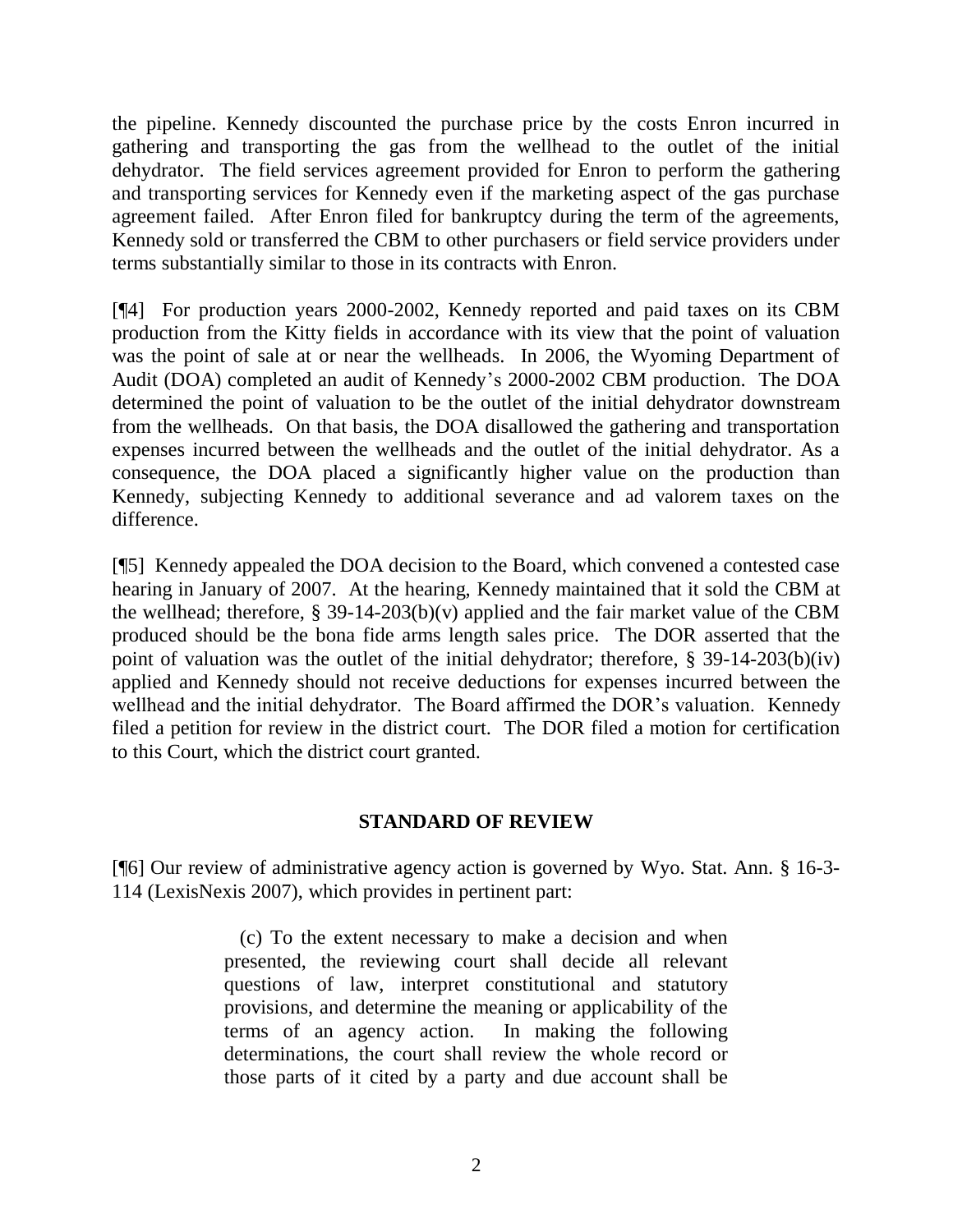the pipeline. Kennedy discounted the purchase price by the costs Enron incurred in gathering and transporting the gas from the wellhead to the outlet of the initial dehydrator. The field services agreement provided for Enron to perform the gathering and transporting services for Kennedy even if the marketing aspect of the gas purchase agreement failed. After Enron filed for bankruptcy during the term of the agreements, Kennedy sold or transferred the CBM to other purchasers or field service providers under terms substantially similar to those in its contracts with Enron.

[¶4] For production years 2000-2002, Kennedy reported and paid taxes on its CBM production from the Kitty fields in accordance with its view that the point of valuation was the point of sale at or near the wellheads. In 2006, the Wyoming Department of Audit (DOA) completed an audit of Kennedy's 2000-2002 CBM production. The DOA determined the point of valuation to be the outlet of the initial dehydrator downstream from the wellheads. On that basis, the DOA disallowed the gathering and transportation expenses incurred between the wellheads and the outlet of the initial dehydrator. As a consequence, the DOA placed a significantly higher value on the production than Kennedy, subjecting Kennedy to additional severance and ad valorem taxes on the difference.

[¶5] Kennedy appealed the DOA decision to the Board, which convened a contested case hearing in January of 2007. At the hearing, Kennedy maintained that it sold the CBM at the wellhead; therefore, § 39-14-203(b)(v) applied and the fair market value of the CBM produced should be the bona fide arms length sales price. The DOR asserted that the point of valuation was the outlet of the initial dehydrator; therefore, § 39-14-203(b)(iv) applied and Kennedy should not receive deductions for expenses incurred between the wellhead and the initial dehydrator. The Board affirmed the DOR's valuation. Kennedy filed a petition for review in the district court. The DOR filed a motion for certification to this Court, which the district court granted.

## STANDARD OF REVIEW

[¶6] Our review of administrative agency action is governed by Wyo. Stat. Ann. § 16-3-114 (LexisNexis 2007), which provides in pertinent part:

> (c) To the extent necessary to make a decision and when presented, the reviewing court shall decide all relevant questions of law, interpret constitutional and statutory provisions, and determine the meaning or applicability of the terms of an agency action. In making the following determinations, the court shall review the whole record or those parts of it cited by a party and due account shall be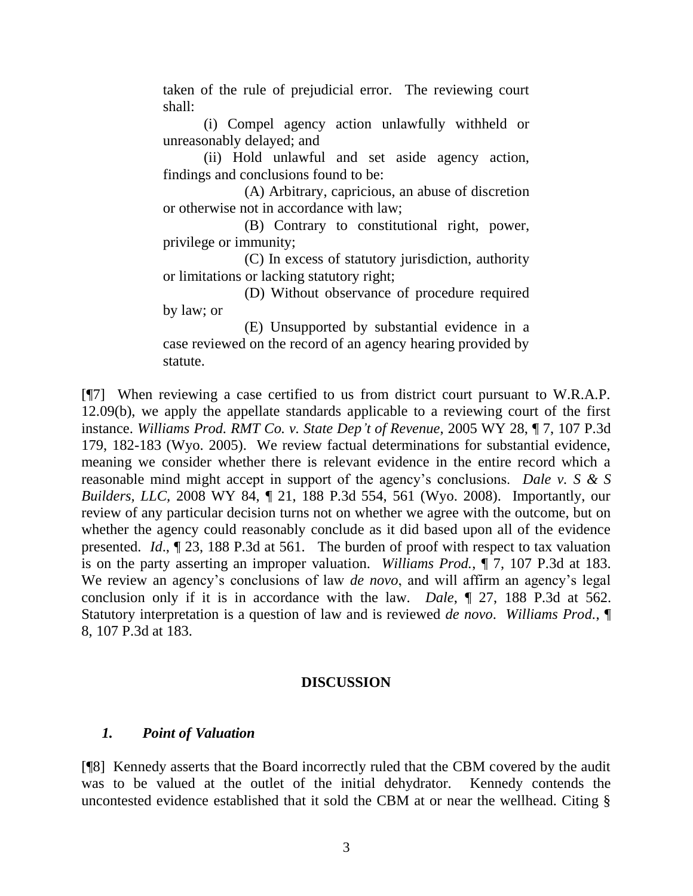taken of the rule of prejudicial error. The reviewing court shall:

(i) Compel agency action unlawfully withheld or unreasonably delayed; and

(ii) Hold unlawful and set aside agency action, findings and conclusions found to be:

(A) Arbitrary, capricious, an abuse of discretion or otherwise not in accordance with law;

(B) Contrary to constitutional right, power, privilege or immunity;

(C) In excess of statutory jurisdiction, authority or limitations or lacking statutory right;

(D) Without observance of procedure required by law; or

(E) Unsupported by substantial evidence in a case reviewed on the record of an agency hearing provided by statute.

[¶7] When reviewing a case certified to us from district court pursuant to W.R.A.P. 12.09(b), we apply the appellate standards applicable to a reviewing court of the first instance. *Williams Prod. RMT Co. v. State Dep't of Revenue*, 2005 WY 28, ¶ 7, 107 P.3d 179, 182-183 (Wyo. 2005). We review factual determinations for substantial evidence, meaning we consider whether there is relevant evidence in the entire record which a reasonable mind might accept in support of the agency's conclusions. *Dale v. S & S Builders, LLC*, 2008 WY 84, ¶ 21, 188 P.3d 554, 561 (Wyo. 2008). Importantly, our review of any particular decision turns not on whether we agree with the outcome, but on whether the agency could reasonably conclude as it did based upon all of the evidence presented. *Id*., ¶ 23, 188 P.3d at 561. The burden of proof with respect to tax valuation is on the party asserting an improper valuation. *Williams Prod.*, ¶ 7, 107 P.3d at 183. We review an agency's conclusions of law *de novo*, and will affirm an agency's legal conclusion only if it is in accordance with the law. *Dale*, ¶ 27, 188 P.3d at 562. Statutory interpretation is a question of law and is reviewed *de novo*. *Williams Prod.*, ¶ 8, 107 P.3d at 183.

## DISCUSSION

### *1. Point of Valuation*

[¶8] Kennedy asserts that the Board incorrectly ruled that the CBM covered by the audit was to be valued at the outlet of the initial dehydrator. Kennedy contends the uncontested evidence established that it sold the CBM at or near the wellhead. Citing §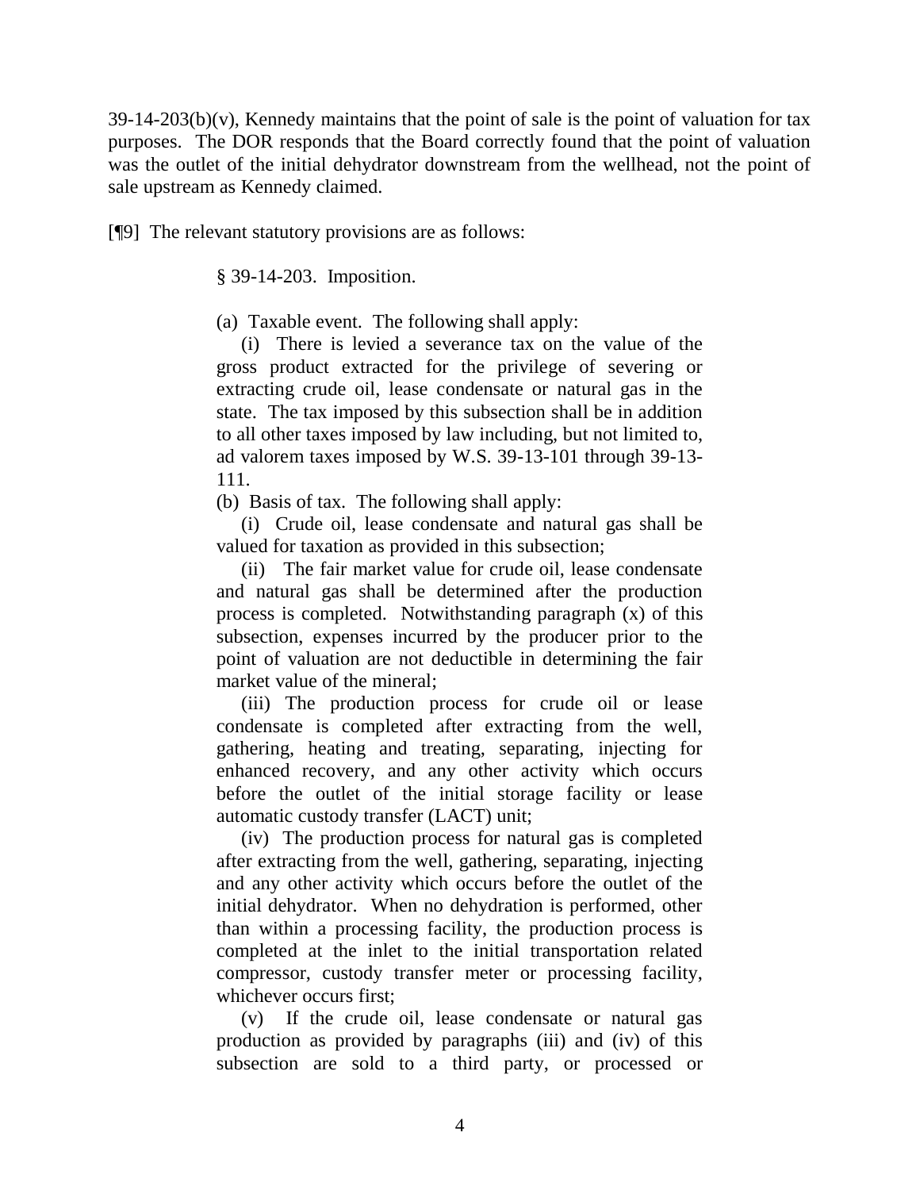39-14-203(b)(v), Kennedy maintains that the point of sale is the point of valuation for tax purposes. The DOR responds that the Board correctly found that the point of valuation was the outlet of the initial dehydrator downstream from the wellhead, not the point of sale upstream as Kennedy claimed.

[¶9] The relevant statutory provisions are as follows:

> § 39-14-203. Imposition.
>
> (a) Taxable event. The following shall apply:
>
> (i) There is levied a severance tax on the value of the gross product extracted for the privilege of severing or extracting crude oil, lease condensate or natural gas in the state. The tax imposed by this subsection shall be in addition to all other taxes imposed by law including, but not limited to, ad valorem taxes imposed by W.S. 39-13-101 through 39-13-111.
>
> (b) Basis of tax. The following shall apply:
>
> (i) Crude oil, lease condensate and natural gas shall be valued for taxation as provided in this subsection;
>
> (ii) The fair market value for crude oil, lease condensate and natural gas shall be determined after the production process is completed. Notwithstanding paragraph (x) of this subsection, expenses incurred by the producer prior to the point of valuation are not deductible in determining the fair market value of the mineral;
>
> (iii) The production process for crude oil or lease condensate is completed after extracting from the well, gathering, heating and treating, separating, injecting for enhanced recovery, and any other activity which occurs before the outlet of the initial storage facility or lease automatic custody transfer (LACT) unit;
>
> (iv) The production process for natural gas is completed after extracting from the well, gathering, separating, injecting and any other activity which occurs before the outlet of the initial dehydrator. When no dehydration is performed, other than within a processing facility, the production process is completed at the inlet to the initial transportation related compressor, custody transfer meter or processing facility, whichever occurs first;
>
> (v) If the crude oil, lease condensate or natural gas production as provided by paragraphs (iii) and (iv) of this subsection are sold to a third party, or processed or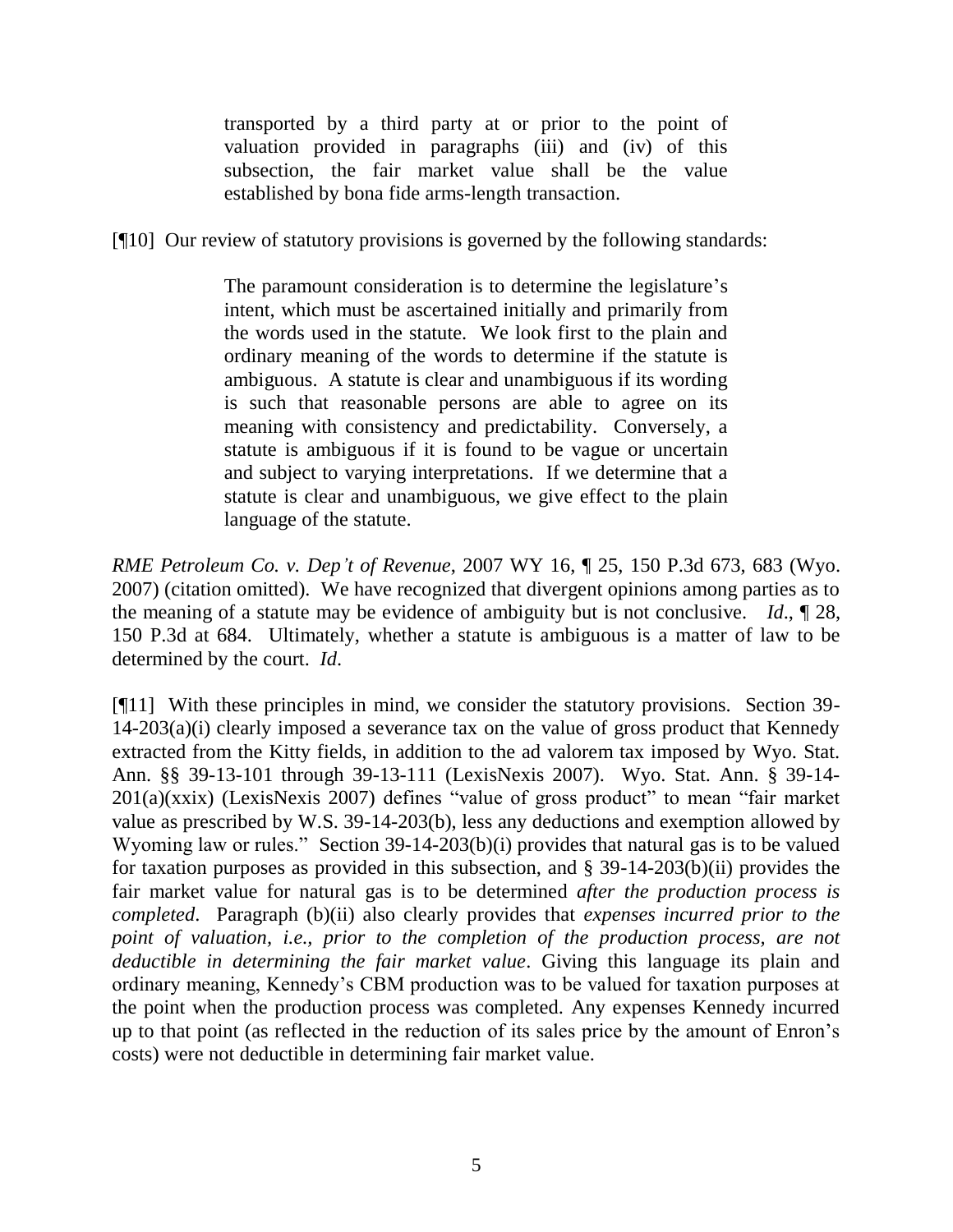> transported by a third party at or prior to the point of valuation provided in paragraphs (iii) and (iv) of this subsection, the fair market value shall be the value established by bona fide arms-length transaction.

[¶10] Our review of statutory provisions is governed by the following standards:

> The paramount consideration is to determine the legislature's intent, which must be ascertained initially and primarily from the words used in the statute. We look first to the plain and ordinary meaning of the words to determine if the statute is ambiguous. A statute is clear and unambiguous if its wording is such that reasonable persons are able to agree on its meaning with consistency and predictability. Conversely, a statute is ambiguous if it is found to be vague or uncertain and subject to varying interpretations. If we determine that a statute is clear and unambiguous, we give effect to the plain language of the statute.

*RME Petroleum Co. v. Dep't of Revenue*, 2007 WY 16, ¶ 25, 150 P.3d 673, 683 (Wyo. 2007) (citation omitted). We have recognized that divergent opinions among parties as to the meaning of a statute may be evidence of ambiguity but is not conclusive. *Id*., ¶ 28, 150 P.3d at 684. Ultimately, whether a statute is ambiguous is a matter of law to be determined by the court. *Id*.

[¶11] With these principles in mind, we consider the statutory provisions. Section 39-14-203(a)(i) clearly imposed a severance tax on the value of gross product that Kennedy extracted from the Kitty fields, in addition to the ad valorem tax imposed by Wyo. Stat. Ann. §§ 39-13-101 through 39-13-111 (LexisNexis 2007). Wyo. Stat. Ann. § 39-14-201(a)(xxix) (LexisNexis 2007) defines "value of gross product" to mean "fair market value as prescribed by W.S. 39-14-203(b), less any deductions and exemption allowed by Wyoming law or rules." Section 39-14-203(b)(i) provides that natural gas is to be valued for taxation purposes as provided in this subsection, and § 39-14-203(b)(ii) provides the fair market value for natural gas is to be determined *after the production process is completed*. Paragraph (b)(ii) also clearly provides that *expenses incurred prior to the point of valuation, i.e., prior to the completion of the production process, are not deductible in determining the fair market value*. Giving this language its plain and ordinary meaning, Kennedy's CBM production was to be valued for taxation purposes at the point when the production process was completed. Any expenses Kennedy incurred up to that point (as reflected in the reduction of its sales price by the amount of Enron's costs) were not deductible in determining fair market value.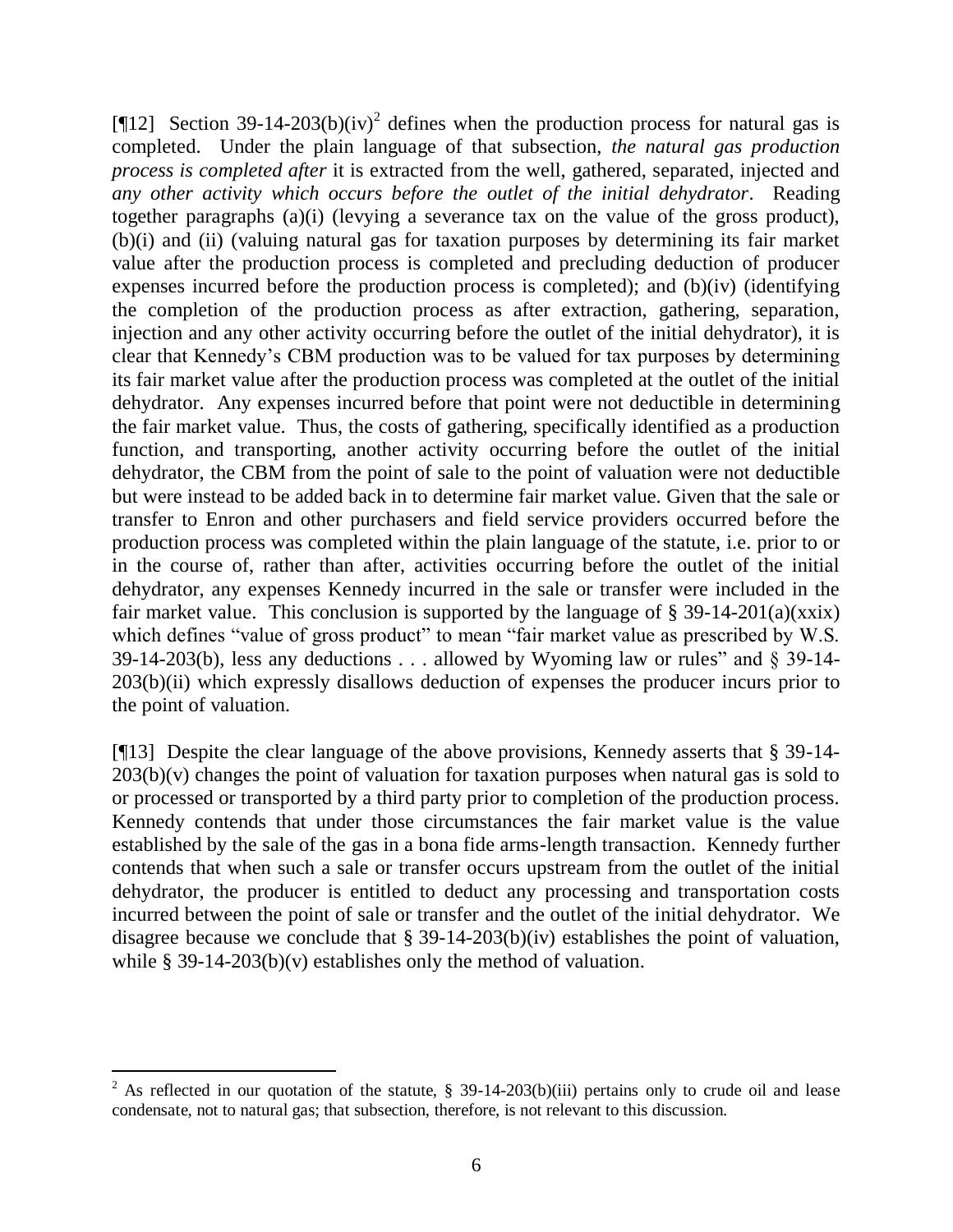[¶12] Section 39-14-203(b)(iv)[2] defines when the production process for natural gas is completed. Under the plain language of that subsection, *the natural gas production process is completed after* it is extracted from the well, gathered, separated, injected and *any other activity which occurs before the outlet of the initial dehydrator*. Reading together paragraphs (a)(i) (levying a severance tax on the value of the gross product), (b)(i) and (ii) (valuing natural gas for taxation purposes by determining its fair market value after the production process is completed and precluding deduction of producer expenses incurred before the production process is completed); and (b)(iv) (identifying the completion of the production process as after extraction, gathering, separation, injection and any other activity occurring before the outlet of the initial dehydrator), it is clear that Kennedy's CBM production was to be valued for tax purposes by determining its fair market value after the production process was completed at the outlet of the initial dehydrator. Any expenses incurred before that point were not deductible in determining the fair market value. Thus, the costs of gathering, specifically identified as a production function, and transporting, another activity occurring before the outlet of the initial dehydrator, the CBM from the point of sale to the point of valuation were not deductible but were instead to be added back in to determine fair market value. Given that the sale or transfer to Enron and other purchasers and field service providers occurred before the production process was completed within the plain language of the statute, i.e. prior to or in the course of, rather than after, activities occurring before the outlet of the initial dehydrator, any expenses Kennedy incurred in the sale or transfer were included in the fair market value. This conclusion is supported by the language of § 39-14-201(a)(xxix) which defines "value of gross product" to mean "fair market value as prescribed by W.S. 39-14-203(b), less any deductions . . . allowed by Wyoming law or rules" and § 39-14-203(b)(ii) which expressly disallows deduction of expenses the producer incurs prior to the point of valuation.

[¶13] Despite the clear language of the above provisions, Kennedy asserts that § 39-14-203(b)(v) changes the point of valuation for taxation purposes when natural gas is sold to or processed or transported by a third party prior to completion of the production process. Kennedy contends that under those circumstances the fair market value is the value established by the sale of the gas in a bona fide arms-length transaction. Kennedy further contends that when such a sale or transfer occurs upstream from the outlet of the initial dehydrator, the producer is entitled to deduct any processing and transportation costs incurred between the point of sale or transfer and the outlet of the initial dehydrator. We disagree because we conclude that § 39-14-203(b)(iv) establishes the point of valuation, while § 39-14-203(b)(v) establishes only the method of valuation.

---

[2] As reflected in our quotation of the statute, § 39-14-203(b)(iii) pertains only to crude oil and lease condensate, not to natural gas; that subsection, therefore, is not relevant to this discussion.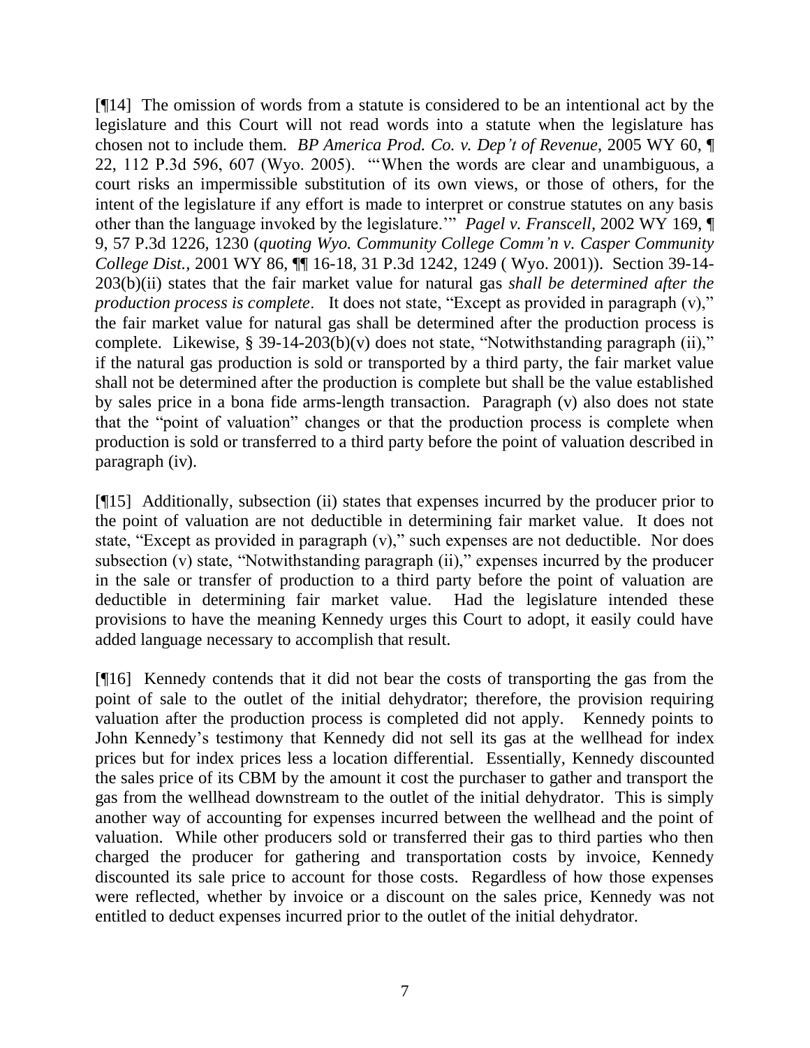[¶14] The omission of words from a statute is considered to be an intentional act by the legislature and this Court will not read words into a statute when the legislature has chosen not to include them. *BP America Prod. Co. v. Dep't of Revenue*, 2005 WY 60, ¶ 22, 112 P.3d 596, 607 (Wyo. 2005). "'When the words are clear and unambiguous, a court risks an impermissible substitution of its own views, or those of others, for the intent of the legislature if any effort is made to interpret or construe statutes on any basis other than the language invoked by the legislature.'" *Pagel v. Franscell*, 2002 WY 169, ¶ 9, 57 P.3d 1226, 1230 (*quoting Wyo. Community College Comm'n v. Casper Community College Dist.*, 2001 WY 86, ¶¶ 16-18, 31 P.3d 1242, 1249 ( Wyo. 2001)). Section 39-14-203(b)(ii) states that the fair market value for natural gas *shall be determined after the production process is complete*. It does not state, "Except as provided in paragraph (v)," the fair market value for natural gas shall be determined after the production process is complete. Likewise, § 39-14-203(b)(v) does not state, "Notwithstanding paragraph (ii)," if the natural gas production is sold or transported by a third party, the fair market value shall not be determined after the production is complete but shall be the value established by sales price in a bona fide arms-length transaction. Paragraph (v) also does not state that the "point of valuation" changes or that the production process is complete when production is sold or transferred to a third party before the point of valuation described in paragraph (iv).

[¶15] Additionally, subsection (ii) states that expenses incurred by the producer prior to the point of valuation are not deductible in determining fair market value. It does not state, "Except as provided in paragraph (v)," such expenses are not deductible. Nor does subsection (v) state, "Notwithstanding paragraph (ii)," expenses incurred by the producer in the sale or transfer of production to a third party before the point of valuation are deductible in determining fair market value. Had the legislature intended these provisions to have the meaning Kennedy urges this Court to adopt, it easily could have added language necessary to accomplish that result.

[¶16] Kennedy contends that it did not bear the costs of transporting the gas from the point of sale to the outlet of the initial dehydrator; therefore, the provision requiring valuation after the production process is completed did not apply. Kennedy points to John Kennedy's testimony that Kennedy did not sell its gas at the wellhead for index prices but for index prices less a location differential. Essentially, Kennedy discounted the sales price of its CBM by the amount it cost the purchaser to gather and transport the gas from the wellhead downstream to the outlet of the initial dehydrator. This is simply another way of accounting for expenses incurred between the wellhead and the point of valuation. While other producers sold or transferred their gas to third parties who then charged the producer for gathering and transportation costs by invoice, Kennedy discounted its sale price to account for those costs. Regardless of how those expenses were reflected, whether by invoice or a discount on the sales price, Kennedy was not entitled to deduct expenses incurred prior to the outlet of the initial dehydrator.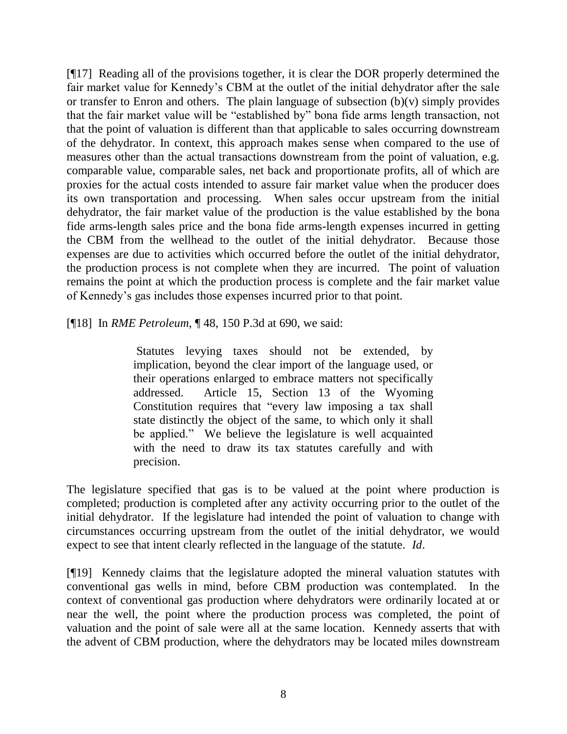[¶17] Reading all of the provisions together, it is clear the DOR properly determined the fair market value for Kennedy's CBM at the outlet of the initial dehydrator after the sale or transfer to Enron and others. The plain language of subsection (b)(v) simply provides that the fair market value will be "established by" bona fide arms length transaction, not that the point of valuation is different than that applicable to sales occurring downstream of the dehydrator. In context, this approach makes sense when compared to the use of measures other than the actual transactions downstream from the point of valuation, e.g. comparable value, comparable sales, net back and proportionate profits, all of which are proxies for the actual costs intended to assure fair market value when the producer does its own transportation and processing. When sales occur upstream from the initial dehydrator, the fair market value of the production is the value established by the bona fide arms-length sales price and the bona fide arms-length expenses incurred in getting the CBM from the wellhead to the outlet of the initial dehydrator. Because those expenses are due to activities which occurred before the outlet of the initial dehydrator, the production process is not complete when they are incurred. The point of valuation remains the point at which the production process is complete and the fair market value of Kennedy's gas includes those expenses incurred prior to that point.

[¶18] In *RME Petroleum*, ¶ 48, 150 P.3d at 690, we said:

> Statutes levying taxes should not be extended, by implication, beyond the clear import of the language used, or their operations enlarged to embrace matters not specifically addressed. Article 15, Section 13 of the Wyoming Constitution requires that "every law imposing a tax shall state distinctly the object of the same, to which only it shall be applied." We believe the legislature is well acquainted with the need to draw its tax statutes carefully and with precision.

The legislature specified that gas is to be valued at the point where production is completed; production is completed after any activity occurring prior to the outlet of the initial dehydrator. If the legislature had intended the point of valuation to change with circumstances occurring upstream from the outlet of the initial dehydrator, we would expect to see that intent clearly reflected in the language of the statute. *Id*.

[¶19] Kennedy claims that the legislature adopted the mineral valuation statutes with conventional gas wells in mind, before CBM production was contemplated. In the context of conventional gas production where dehydrators were ordinarily located at or near the well, the point where the production process was completed, the point of valuation and the point of sale were all at the same location. Kennedy asserts that with the advent of CBM production, where the dehydrators may be located miles downstream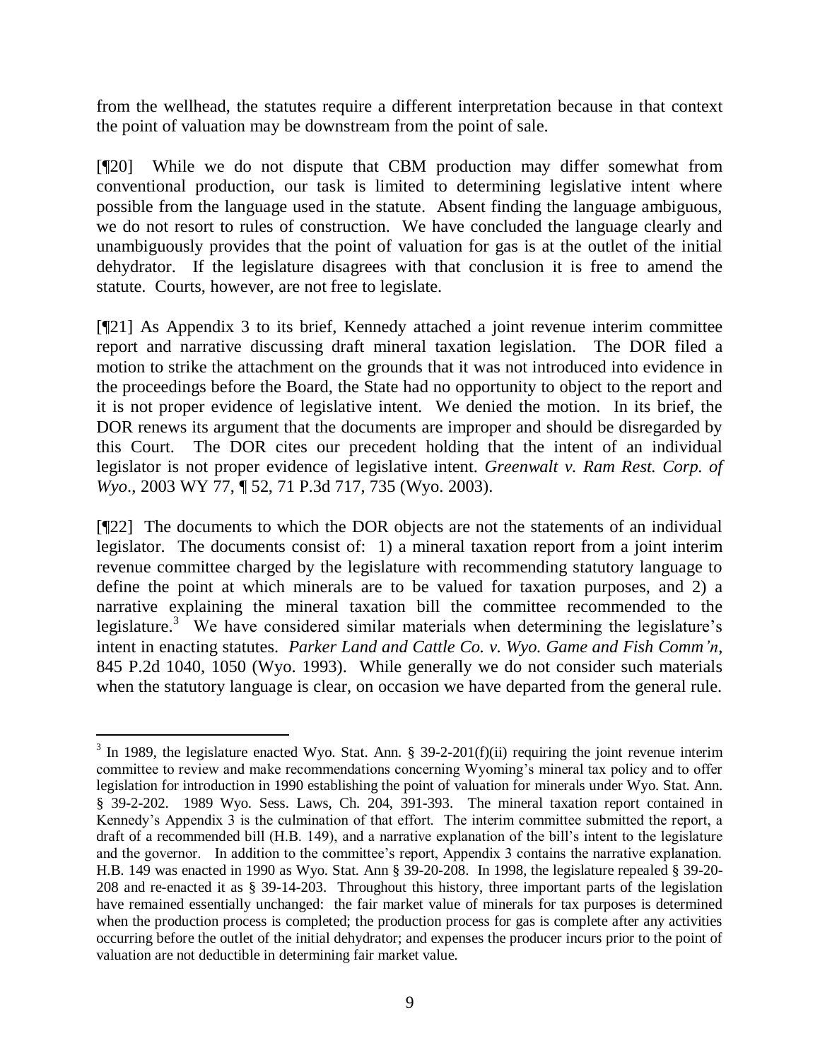from the wellhead, the statutes require a different interpretation because in that context the point of valuation may be downstream from the point of sale.

[¶20] While we do not dispute that CBM production may differ somewhat from conventional production, our task is limited to determining legislative intent where possible from the language used in the statute. Absent finding the language ambiguous, we do not resort to rules of construction. We have concluded the language clearly and unambiguously provides that the point of valuation for gas is at the outlet of the initial dehydrator. If the legislature disagrees with that conclusion it is free to amend the statute. Courts, however, are not free to legislate.

[¶21] As Appendix 3 to its brief, Kennedy attached a joint revenue interim committee report and narrative discussing draft mineral taxation legislation. The DOR filed a motion to strike the attachment on the grounds that it was not introduced into evidence in the proceedings before the Board, the State had no opportunity to object to the report and it is not proper evidence of legislative intent. We denied the motion. In its brief, the DOR renews its argument that the documents are improper and should be disregarded by this Court. The DOR cites our precedent holding that the intent of an individual legislator is not proper evidence of legislative intent. *Greenwalt v. Ram Rest. Corp. of Wyo.*, 2003 WY 77, ¶ 52, 71 P.3d 717, 735 (Wyo. 2003).

[¶22] The documents to which the DOR objects are not the statements of an individual legislator. The documents consist of: 1) a mineral taxation report from a joint interim revenue committee charged by the legislature with recommending statutory language to define the point at which minerals are to be valued for taxation purposes, and 2) a narrative explaining the mineral taxation bill the committee recommended to the legislature.[3] We have considered similar materials when determining the legislature's intent in enacting statutes. *Parker Land and Cattle Co. v. Wyo. Game and Fish Comm'n*, 845 P.2d 1040, 1050 (Wyo. 1993). While generally we do not consider such materials when the statutory language is clear, on occasion we have departed from the general rule.

---

[3] In 1989, the legislature enacted Wyo. Stat. Ann. § 39-2-201(f)(ii) requiring the joint revenue interim committee to review and make recommendations concerning Wyoming's mineral tax policy and to offer legislation for introduction in 1990 establishing the point of valuation for minerals under Wyo. Stat. Ann. § 39-2-202. 1989 Wyo. Sess. Laws, Ch. 204, 391-393. The mineral taxation report contained in Kennedy's Appendix 3 is the culmination of that effort. The interim committee submitted the report, a draft of a recommended bill (H.B. 149), and a narrative explanation of the bill's intent to the legislature and the governor. In addition to the committee's report, Appendix 3 contains the narrative explanation. H.B. 149 was enacted in 1990 as Wyo. Stat. Ann § 39-20-208. In 1998, the legislature repealed § 39-20-208 and re-enacted it as § 39-14-203. Throughout this history, three important parts of the legislation have remained essentially unchanged: the fair market value of minerals for tax purposes is determined when the production process is completed; the production process for gas is complete after any activities occurring before the outlet of the initial dehydrator; and expenses the producer incurs prior to the point of valuation are not deductible in determining fair market value.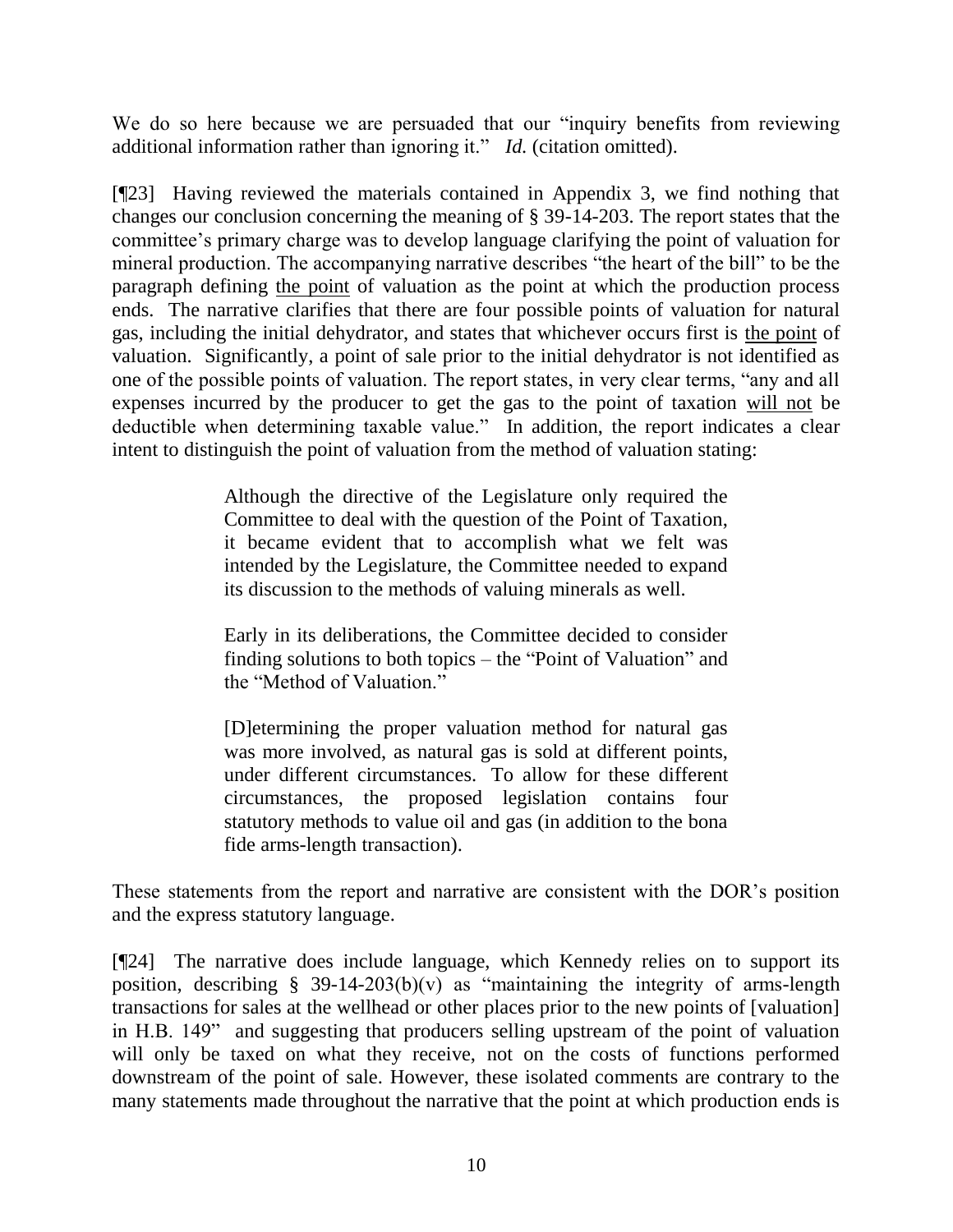We do so here because we are persuaded that our "inquiry benefits from reviewing additional information rather than ignoring it." *Id.* (citation omitted).

[¶23] Having reviewed the materials contained in Appendix 3, we find nothing that changes our conclusion concerning the meaning of § 39-14-203. The report states that the committee's primary charge was to develop language clarifying the point of valuation for mineral production. The accompanying narrative describes "the heart of the bill" to be the paragraph defining <u>the point</u> of valuation as the point at which the production process ends. The narrative clarifies that there are four possible points of valuation for natural gas, including the initial dehydrator, and states that whichever occurs first is <u>the point</u> of valuation. Significantly, a point of sale prior to the initial dehydrator is not identified as one of the possible points of valuation. The report states, in very clear terms, "any and all expenses incurred by the producer to get the gas to the point of taxation <u>will not</u> be deductible when determining taxable value." In addition, the report indicates a clear intent to distinguish the point of valuation from the method of valuation stating:

> Although the directive of the Legislature only required the Committee to deal with the question of the Point of Taxation, it became evident that to accomplish what we felt was intended by the Legislature, the Committee needed to expand its discussion to the methods of valuing minerals as well.
>
> Early in its deliberations, the Committee decided to consider finding solutions to both topics – the "Point of Valuation" and the "Method of Valuation."
>
> [D]etermining the proper valuation method for natural gas was more involved, as natural gas is sold at different points, under different circumstances. To allow for these different circumstances, the proposed legislation contains four statutory methods to value oil and gas (in addition to the bona fide arms-length transaction).

These statements from the report and narrative are consistent with the DOR's position and the express statutory language.

[¶24] The narrative does include language, which Kennedy relies on to support its position, describing § 39-14-203(b)(v) as "maintaining the integrity of arms-length transactions for sales at the wellhead or other places prior to the new points of [valuation] in H.B. 149" and suggesting that producers selling upstream of the point of valuation will only be taxed on what they receive, not on the costs of functions performed downstream of the point of sale. However, these isolated comments are contrary to the many statements made throughout the narrative that the point at which production ends is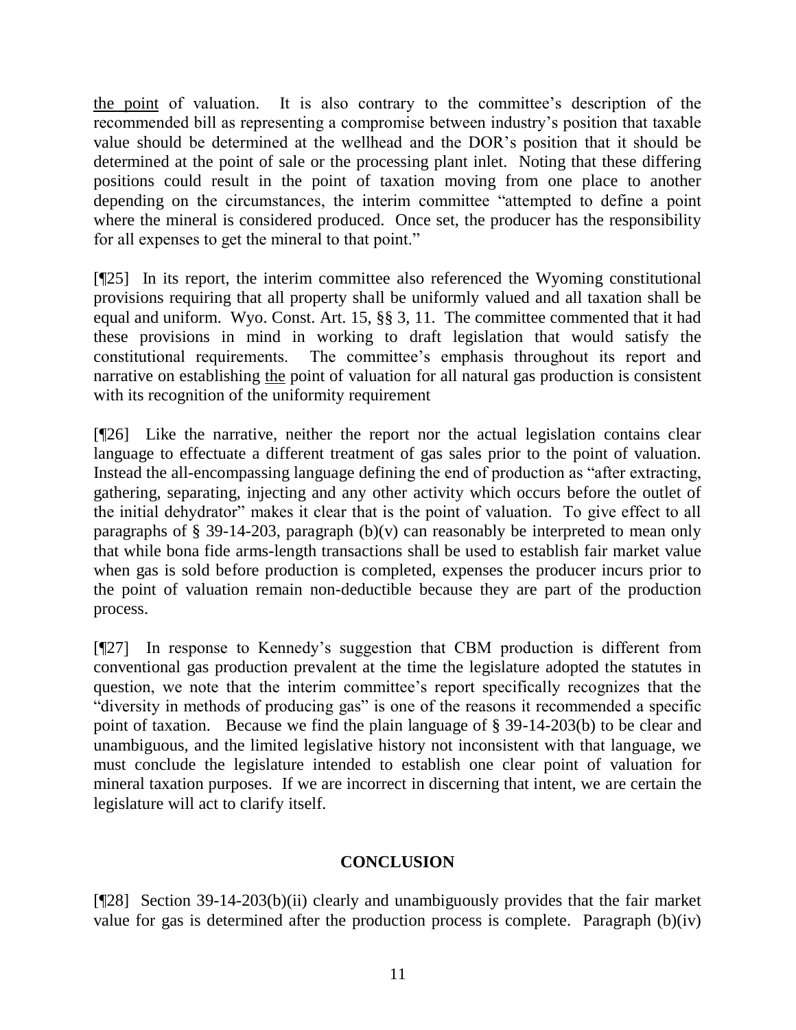the point of valuation. It is also contrary to the committee's description of the recommended bill as representing a compromise between industry's position that taxable value should be determined at the wellhead and the DOR's position that it should be determined at the point of sale or the processing plant inlet. Noting that these differing positions could result in the point of taxation moving from one place to another depending on the circumstances, the interim committee "attempted to define a point where the mineral is considered produced. Once set, the producer has the responsibility for all expenses to get the mineral to that point."

[¶25] In its report, the interim committee also referenced the Wyoming constitutional provisions requiring that all property shall be uniformly valued and all taxation shall be equal and uniform. Wyo. Const. Art. 15, §§ 3, 11. The committee commented that it had these provisions in mind in working to draft legislation that would satisfy the constitutional requirements. The committee's emphasis throughout its report and narrative on establishing the point of valuation for all natural gas production is consistent with its recognition of the uniformity requirement

[¶26] Like the narrative, neither the report nor the actual legislation contains clear language to effectuate a different treatment of gas sales prior to the point of valuation. Instead the all-encompassing language defining the end of production as "after extracting, gathering, separating, injecting and any other activity which occurs before the outlet of the initial dehydrator" makes it clear that is the point of valuation. To give effect to all paragraphs of § 39-14-203, paragraph (b)(v) can reasonably be interpreted to mean only that while bona fide arms-length transactions shall be used to establish fair market value when gas is sold before production is completed, expenses the producer incurs prior to the point of valuation remain non-deductible because they are part of the production process.

[¶27] In response to Kennedy's suggestion that CBM production is different from conventional gas production prevalent at the time the legislature adopted the statutes in question, we note that the interim committee's report specifically recognizes that the "diversity in methods of producing gas" is one of the reasons it recommended a specific point of taxation. Because we find the plain language of § 39-14-203(b) to be clear and unambiguous, and the limited legislative history not inconsistent with that language, we must conclude the legislature intended to establish one clear point of valuation for mineral taxation purposes. If we are incorrect in discerning that intent, we are certain the legislature will act to clarify itself.

## CONCLUSION

[¶28] Section 39-14-203(b)(ii) clearly and unambiguously provides that the fair market value for gas is determined after the production process is complete. Paragraph (b)(iv)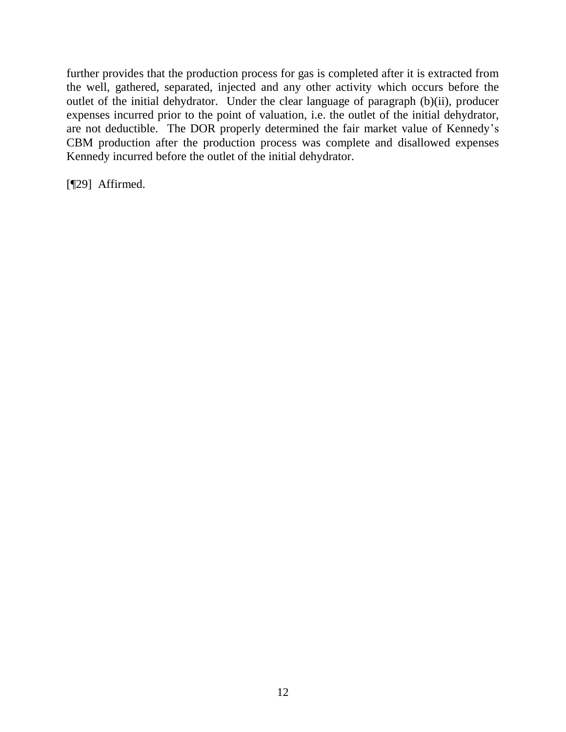further provides that the production process for gas is completed after it is extracted from the well, gathered, separated, injected and any other activity which occurs before the outlet of the initial dehydrator. Under the clear language of paragraph (b)(ii), producer expenses incurred prior to the point of valuation, i.e. the outlet of the initial dehydrator, are not deductible. The DOR properly determined the fair market value of Kennedy's CBM production after the production process was complete and disallowed expenses Kennedy incurred before the outlet of the initial dehydrator.

[¶29] Affirmed.